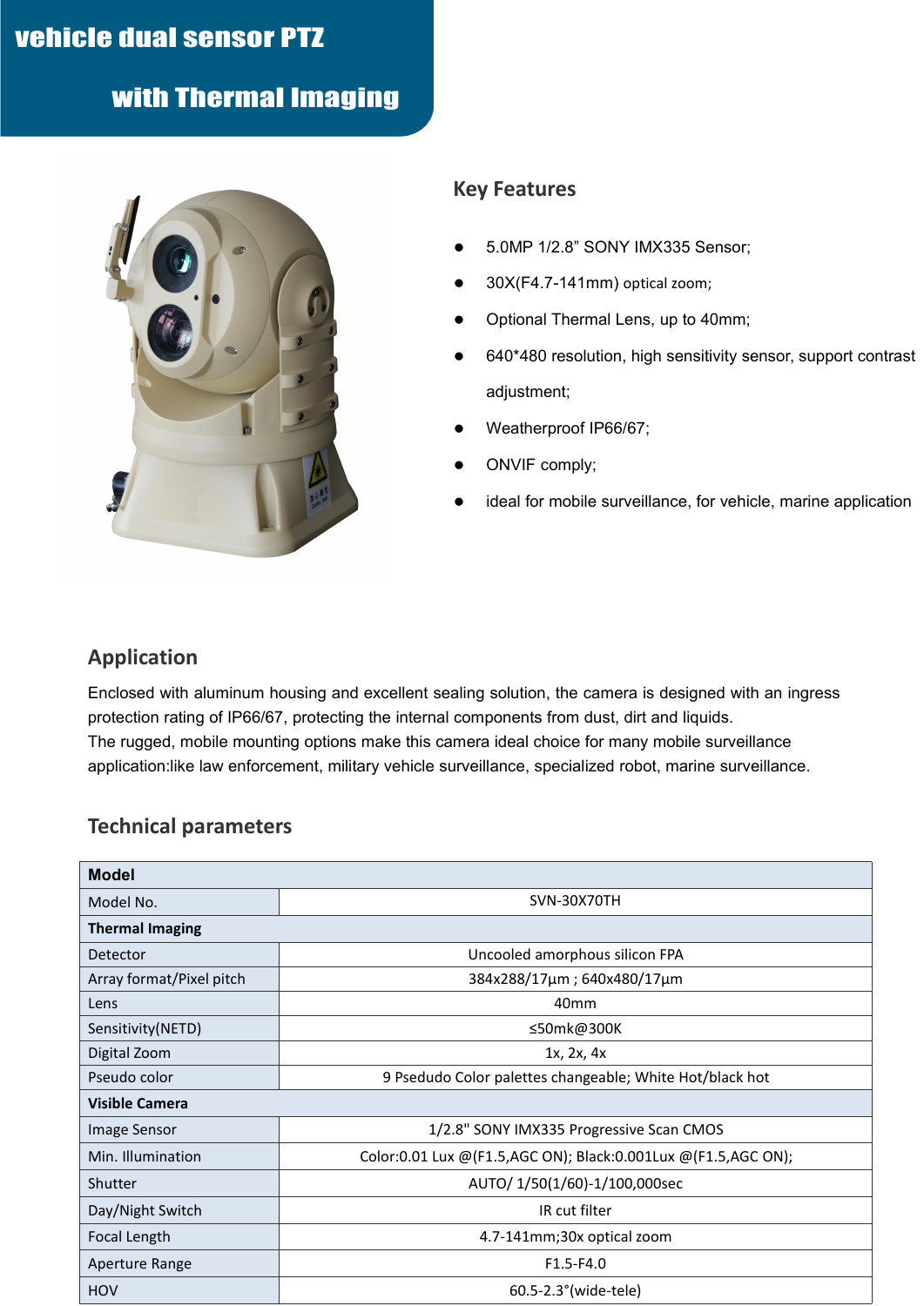# vehicle dual sensor PTZ with Thermal Imaging

## Key Features

- 5.0MP 1/2.8” SONY IMX335 Sensor;
- 30X(F4.7-141mm) optical zoom;
- Optional Thermal Lens, up to 40mm;
- 640*480 resolution, high sensitivity sensor, support contrast adjustment;
- Weatherproof IP66/67;
- ONVIF comply;
- ideal for mobile surveillance, for vehicle, marine application

## Application

Enclosed with aluminum housing and excellent sealing solution, the camera is designed with an ingress protection rating of IP66/67, protecting the internal components from dust, dirt and liquids.
The rugged, mobile mounting options make this camera ideal choice for many mobile surveillance application:like law enforcement, military vehicle surveillance, specialized robot, marine surveillance.

## Technical parameters

| **Model** | |
|---|---|
| Model No. | SVN-30X70TH |
| **Thermal Imaging** | |
| Detector | Uncooled amorphous silicon FPA |
| Array format/Pixel pitch | 384x288/17µm ; 640x480/17µm |
| Lens | 40mm |
| Sensitivity(NETD) | ≤50mk@300K |
| Digital Zoom | 1x, 2x, 4x |
| Pseudo color | 9 Psedudo Color palettes changeable; White Hot/black hot |
| **Visible Camera** | |
| Image Sensor | 1/2.8" SONY IMX335 Progressive Scan CMOS |
| Min. Illumination | Color:0.01 Lux @(F1.5,AGC ON); Black:0.001Lux @(F1.5,AGC ON); |
| Shutter | AUTO/ 1/50(1/60)-1/100,000sec |
| Day/Night Switch | IR cut filter |
| Focal Length | 4.7-141mm;30x optical zoom |
| Aperture Range | F1.5-F4.0 |
| HOV | 60.5-2.3°(wide-tele) |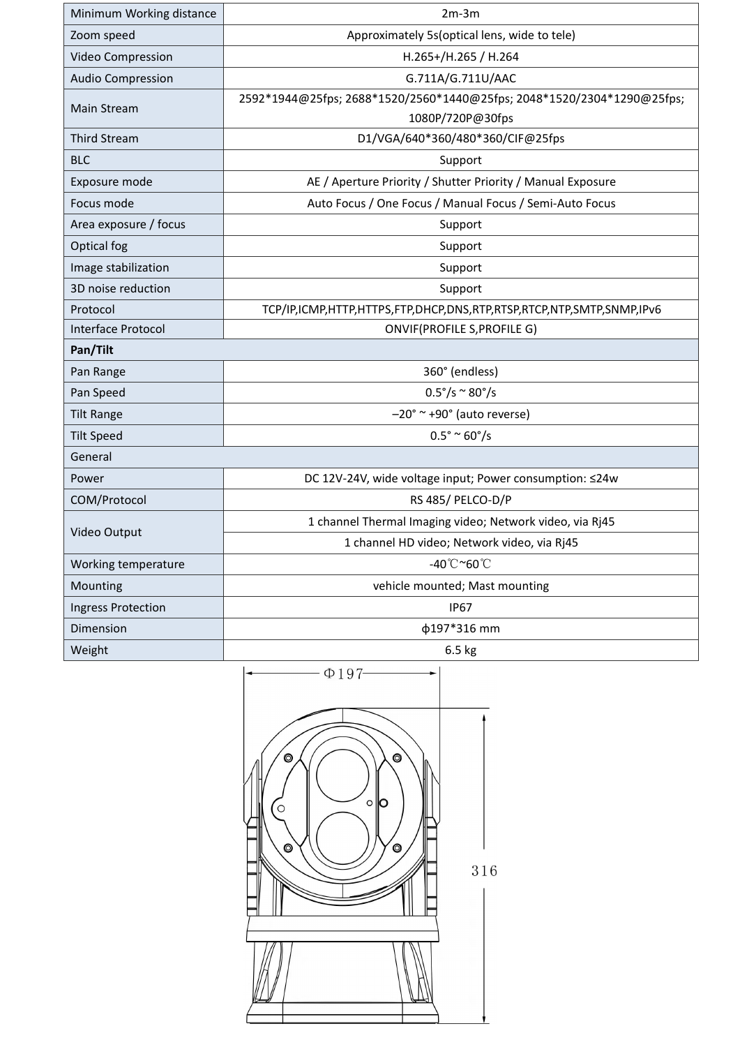| | |
|---|---|
| Minimum Working distance | 2m-3m |
| Zoom speed | Approximately 5s(optical lens, wide to tele) |
| Video Compression | H.265+/H.265 / H.264 |
| Audio Compression | G.711A/G.711U/AAC |
| Main Stream | 2592*1944@25fps; 2688*1520/2560*1440@25fps; 2048*1520/2304*1290@25fps; 1080P/720P@30fps |
| Third Stream | D1/VGA/640*360/480*360/CIF@25fps |
| BLC | Support |
| Exposure mode | AE / Aperture Priority / Shutter Priority / Manual Exposure |
| Focus mode | Auto Focus / One Focus / Manual Focus / Semi-Auto Focus |
| Area exposure / focus | Support |
| Optical fog | Support |
| Image stabilization | Support |
| 3D noise reduction | Support |
| Protocol | TCP/IP,ICMP,HTTP,HTTPS,FTP,DHCP,DNS,RTP,RTSP,RTCP,NTP,SMTP,SNMP,IPv6 |
| Interface Protocol | ONVIF(PROFILE S,PROFILE G) |
| **Pan/Tilt** | |
| Pan Range | 360° (endless) |
| Pan Speed | 0.5°/s ~ 80°/s |
| Tilt Range | –20° ~ +90° (auto reverse) |
| Tilt Speed | 0.5° ~ 60°/s |
| General | |
| Power | DC 12V-24V, wide voltage input; Power consumption: ≤24w |
| COM/Protocol | RS 485/ PELCO-D/P |
| Video Output | 1 channel Thermal Imaging video; Network video, via Rj45 |
| | 1 channel HD video; Network video, via Rj45 |
| Working temperature | -40℃~60℃ |
| Mounting | vehicle mounted; Mast mounting |
| Ingress Protection | IP67 |
| Dimension | ϕ197*316 mm |
| Weight | 6.5 kg |

Φ197

316